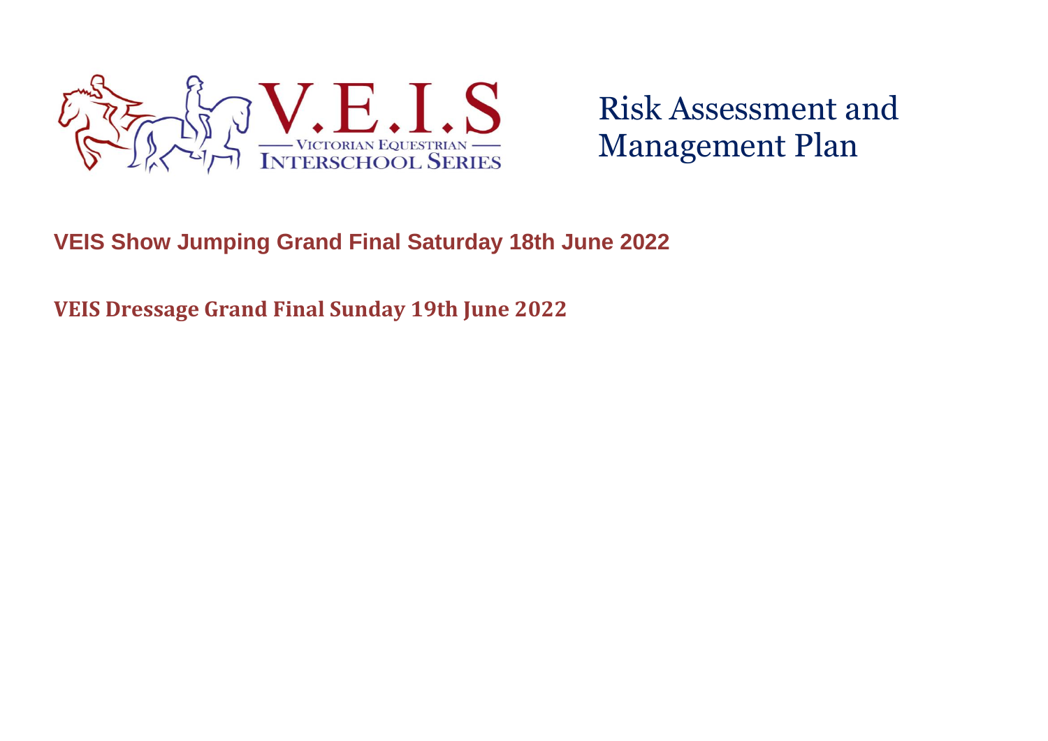V.E.I.S

VICTORIAN EQUESTRIAN INTERSCHOOL SERIES

# Risk Assessment and Management Plan

## VEIS Show Jumping Grand Final Saturday 18th June 2022

## VEIS Dressage Grand Final Sunday 19th June 2022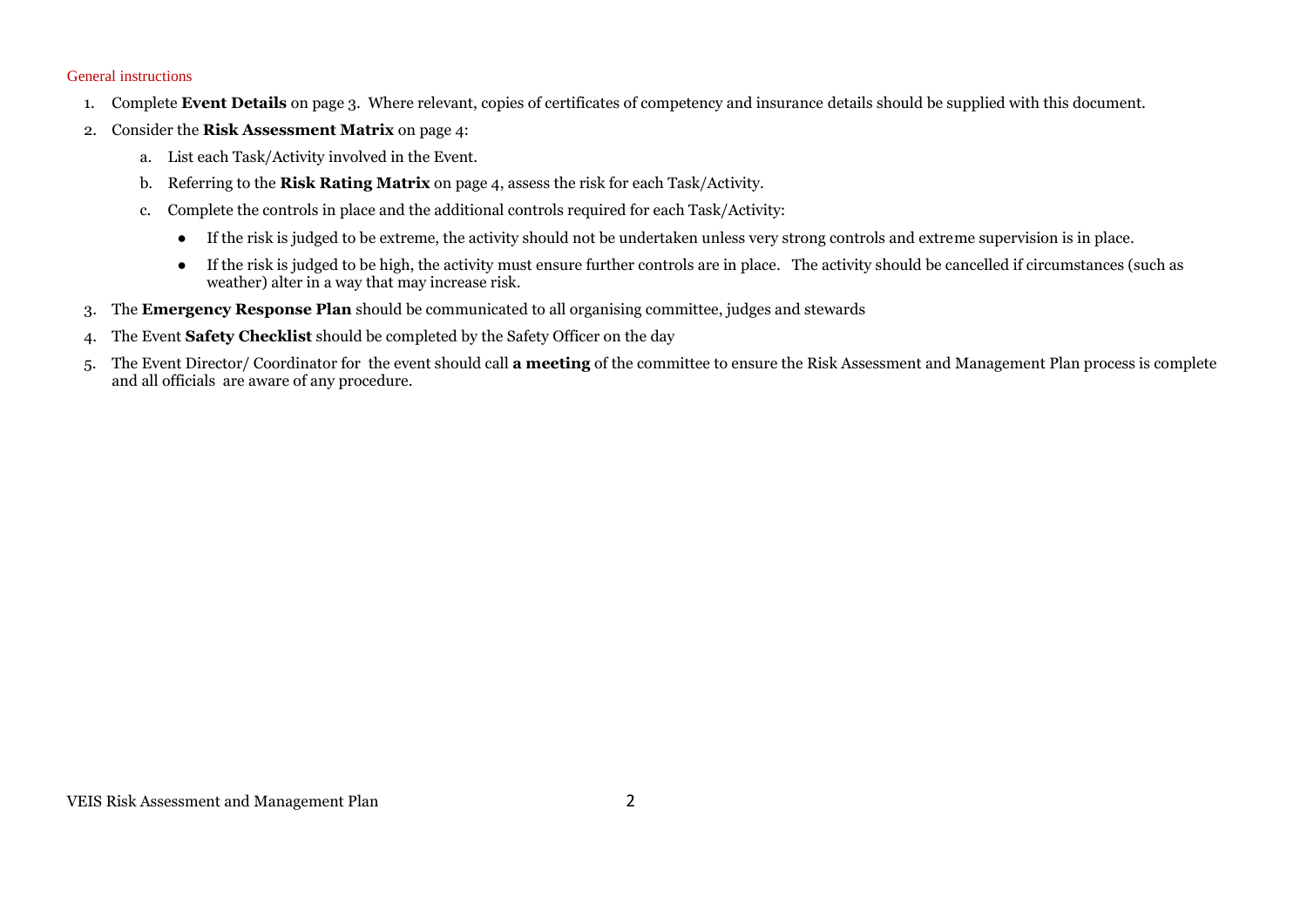## General instructions

1. Complete **Event Details** on page 3. Where relevant, copies of certificates of competency and insurance details should be supplied with this document.
2. Consider the **Risk Assessment Matrix** on page 4:
   a. List each Task/Activity involved in the Event.
   b. Referring to the **Risk Rating Matrix** on page 4, assess the risk for each Task/Activity.
   c. Complete the controls in place and the additional controls required for each Task/Activity:
      - If the risk is judged to be extreme, the activity should not be undertaken unless very strong controls and extreme supervision is in place.
      - If the risk is judged to be high, the activity must ensure further controls are in place. The activity should be cancelled if circumstances (such as weather) alter in a way that may increase risk.
3. The **Emergency Response Plan** should be communicated to all organising committee, judges and stewards
4. The Event **Safety Checklist** should be completed by the Safety Officer on the day
5. The Event Director/ Coordinator for the event should call **a meeting** of the committee to ensure the Risk Assessment and Management Plan process is complete and all officials are aware of any procedure.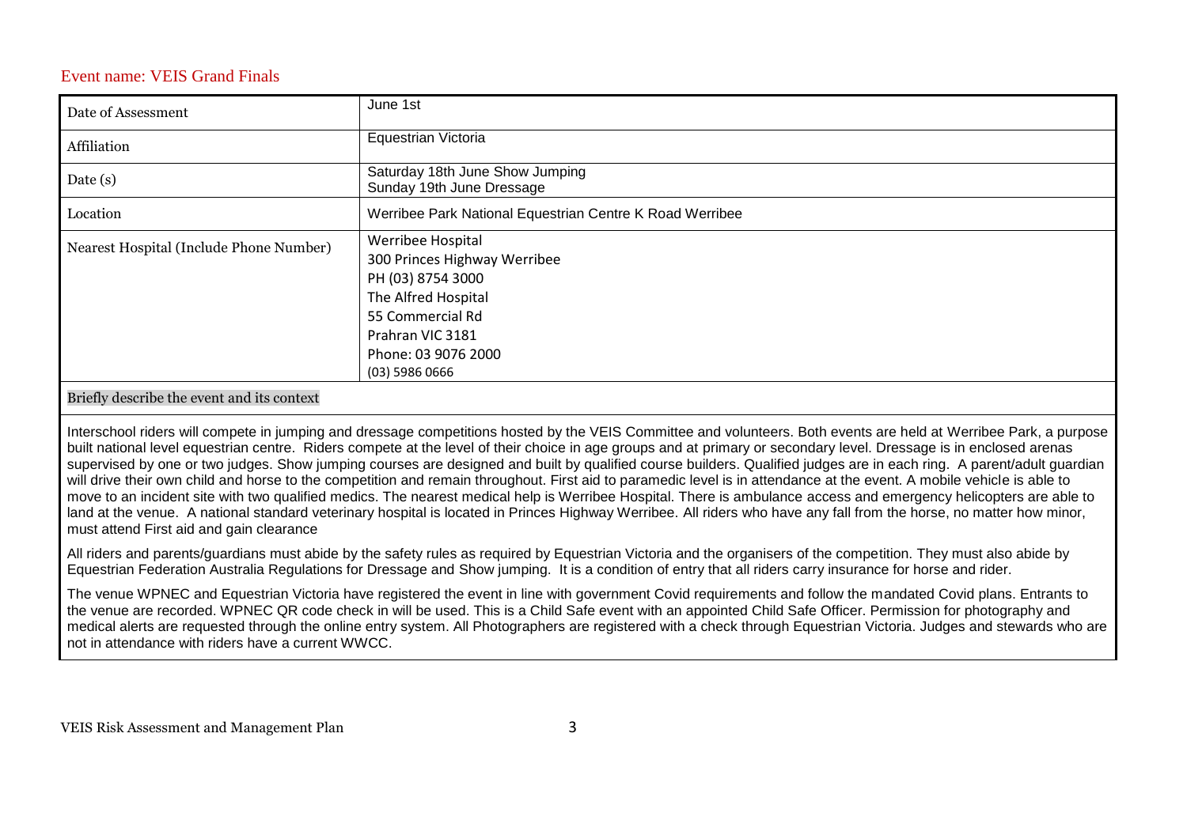Event name: VEIS Grand Finals

| | |
|---|---|
| Date of Assessment | June 1st |
| Affiliation | Equestrian Victoria |
| Date (s) | Saturday 18th June Show Jumping<br>Sunday 19th June Dressage |
| Location | Werribee Park National Equestrian Centre K Road Werribee |
| Nearest Hospital (Include Phone Number) | Werribee Hospital<br>300 Princes Highway Werribee<br>PH (03) 8754 3000<br>The Alfred Hospital<br>55 Commercial Rd<br>Prahran VIC 3181<br>Phone: 03 9076 2000<br>(03) 5986 0666 |

Briefly describe the event and its context

Interschool riders will compete in jumping and dressage competitions hosted by the VEIS Committee and volunteers. Both events are held at Werribee Park, a purpose built national level equestrian centre. Riders compete at the level of their choice in age groups and at primary or secondary level. Dressage is in enclosed arenas supervised by one or two judges. Show jumping courses are designed and built by qualified course builders. Qualified judges are in each ring. A parent/adult guardian will drive their own child and horse to the competition and remain throughout. First aid to paramedic level is in attendance at the event. A mobile vehicle is able to move to an incident site with two qualified medics. The nearest medical help is Werribee Hospital. There is ambulance access and emergency helicopters are able to land at the venue. A national standard veterinary hospital is located in Princes Highway Werribee. All riders who have any fall from the horse, no matter how minor, must attend First aid and gain clearance

All riders and parents/guardians must abide by the safety rules as required by Equestrian Victoria and the organisers of the competition. They must also abide by Equestrian Federation Australia Regulations for Dressage and Show jumping. It is a condition of entry that all riders carry insurance for horse and rider.

The venue WPNEC and Equestrian Victoria have registered the event in line with government Covid requirements and follow the mandated Covid plans. Entrants to the venue are recorded. WPNEC QR code check in will be used. This is a Child Safe event with an appointed Child Safe Officer. Permission for photography and medical alerts are requested through the online entry system. All Photographers are registered with a check through Equestrian Victoria. Judges and stewards who are not in attendance with riders have a current WWCC.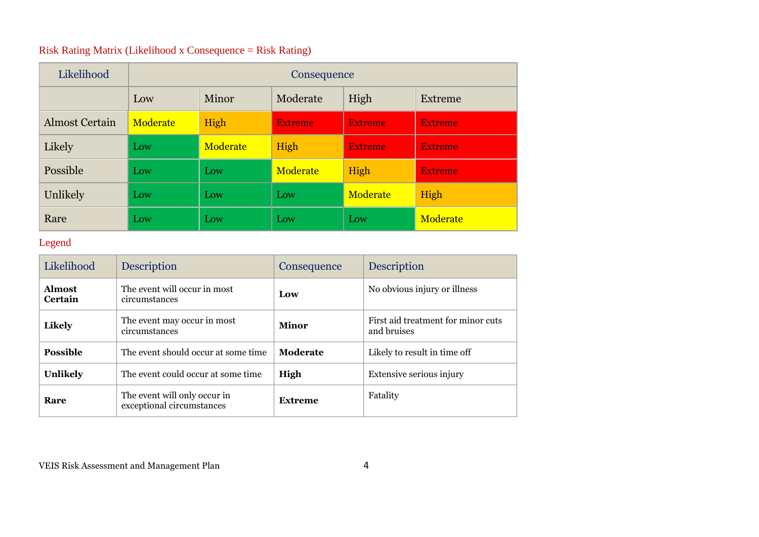## Risk Rating Matrix (Likelihood x Consequence = Risk Rating)

| Likelihood | Consequence | | | | |
|---|---|---|---|---|---|
| | Low | Minor | Moderate | High | Extreme |
| Almost Certain | Moderate | High | Extreme | Extreme | Extreme |
| Likely | Low | Moderate | High | Extreme | Extreme |
| Possible | Low | Low | Moderate | High | Extreme |
| Unlikely | Low | Low | Low | Moderate | High |
| Rare | Low | Low | Low | Low | Moderate |

## Legend

| Likelihood | Description | Consequence | Description |
|---|---|---|---|
| **Almost Certain** | The event will occur in most circumstances | **Low** | No obvious injury or illness |
| **Likely** | The event may occur in most circumstances | **Minor** | First aid treatment for minor cuts and bruises |
| **Possible** | The event should occur at some time | **Moderate** | Likely to result in time off |
| **Unlikely** | The event could occur at some time | **High** | Extensive serious injury |
| **Rare** | The event will only occur in exceptional circumstances | **Extreme** | Fatality |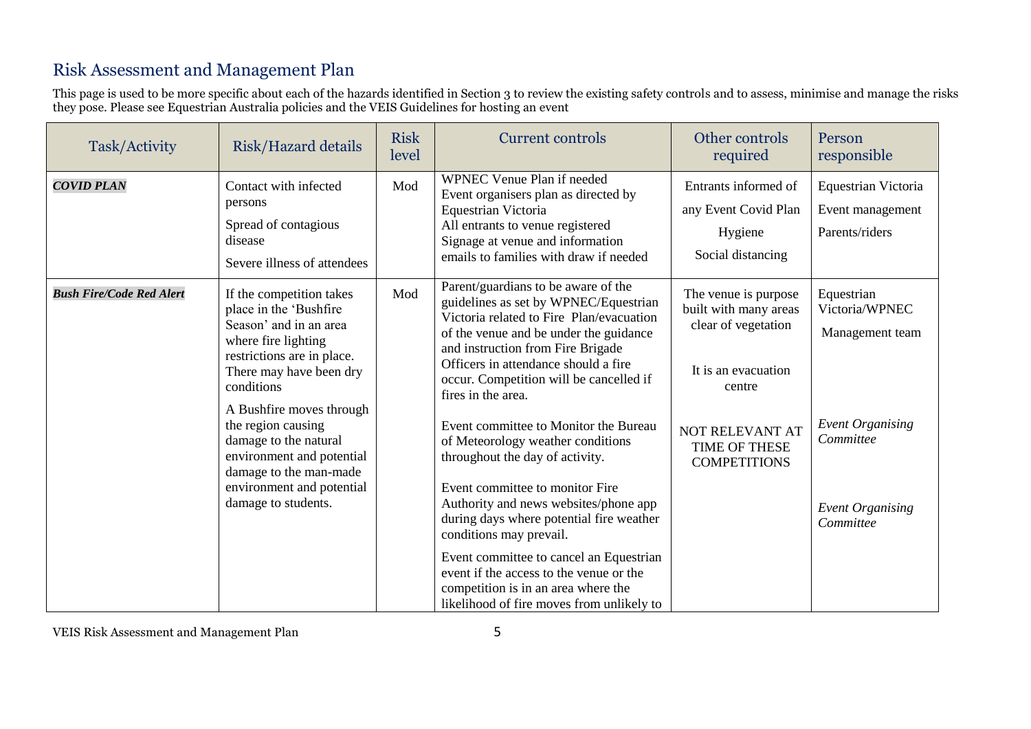## Risk Assessment and Management Plan

This page is used to be more specific about each of the hazards identified in Section 3 to review the existing safety controls and to assess, minimise and manage the risks they pose. Please see Equestrian Australia policies and the VEIS Guidelines for hosting an event

| Task/Activity | Risk/Hazard details | Risk level | Current controls | Other controls required | Person responsible |
|---|---|---|---|---|---|
| ***COVID PLAN*** | Contact with infected persons<br>Spread of contagious disease<br>Severe illness of attendees | Mod | WPNEC Venue Plan if needed<br>Event organisers plan as directed by Equestrian Victoria<br>All entrants to venue registered<br>Signage at venue and information emails to families with draw if needed | Entrants informed of any Event Covid Plan<br>Hygiene<br>Social distancing | Equestrian Victoria<br>Event management<br>Parents/riders |
| ***Bush Fire/Code Red Alert*** | If the competition takes place in the 'Bushfire Season' and in an area where fire lighting restrictions are in place. There may have been dry conditions<br>A Bushfire moves through the region causing damage to the natural environment and potential damage to the man-made environment and potential damage to students. | Mod | Parent/guardians to be aware of the guidelines as set by WPNEC/Equestrian Victoria related to Fire Plan/evacuation of the venue and be under the guidance and instruction from Fire Brigade Officers in attendance should a fire occur. Competition will be cancelled if fires in the area.<br>Event committee to Monitor the Bureau of Meteorology weather conditions throughout the day of activity.<br>Event committee to monitor Fire Authority and news websites/phone app during days where potential fire weather conditions may prevail.<br>Event committee to cancel an Equestrian event if the access to the venue or the competition is in an area where the likelihood of fire moves from unlikely to | The venue is purpose built with many areas clear of vegetation<br>It is an evacuation centre<br>NOT RELEVANT AT TIME OF THESE COMPETITIONS | Equestrian Victoria/WPNEC<br>Management team<br>*Event Organising Committee*<br>*Event Organising Committee* |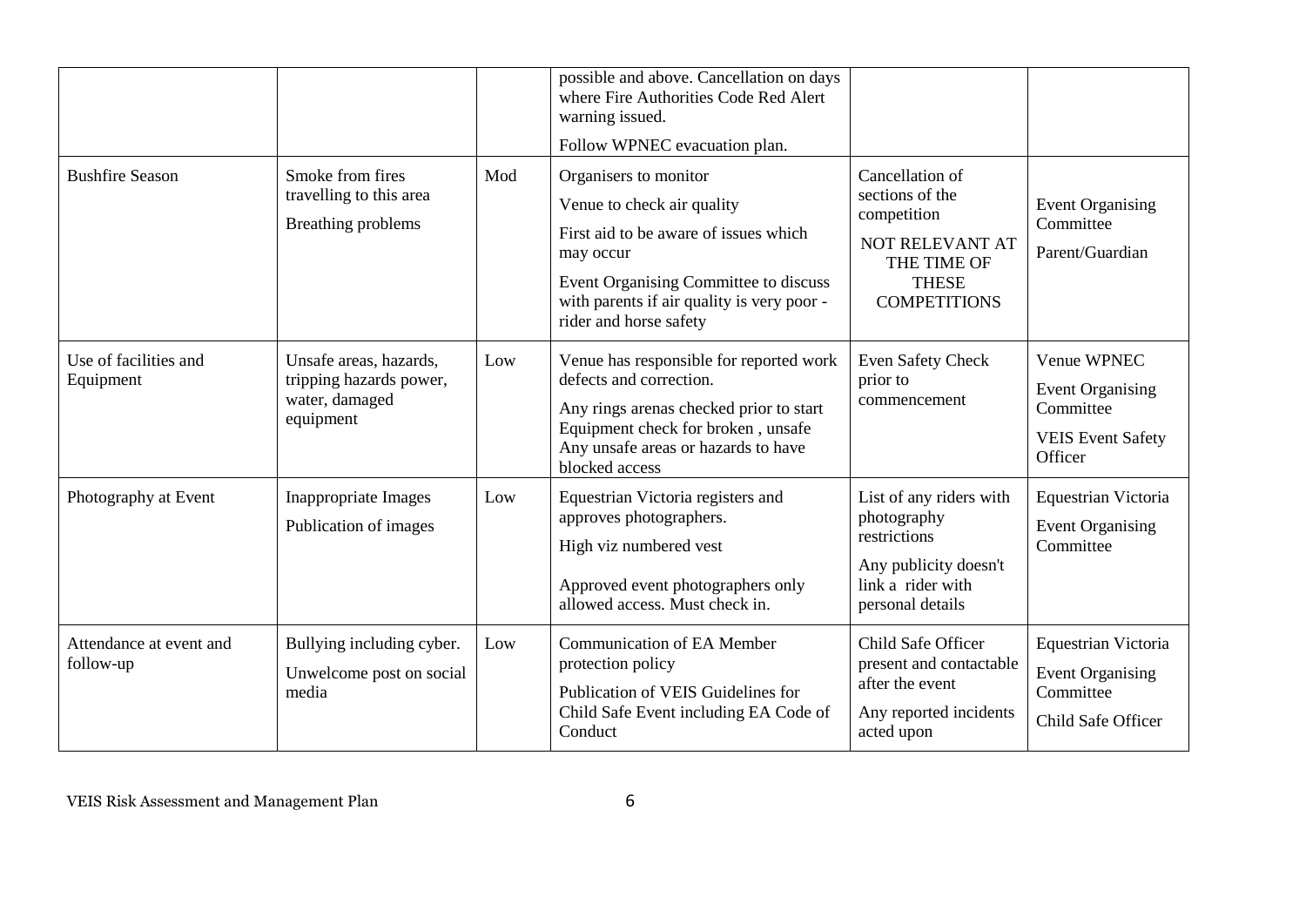| | | | possible and above. Cancellation on days where Fire Authorities Code Red Alert warning issued.<br>Follow WPNEC evacuation plan. | | |
|---|---|---|---|---|---|
| Bushfire Season | Smoke from fires travelling to this area<br>Breathing problems | Mod | Organisers to monitor<br>Venue to check air quality<br>First aid to be aware of issues which may occur<br>Event Organising Committee to discuss with parents if air quality is very poor - rider and horse safety | Cancellation of sections of the competition<br>NOT RELEVANT AT THE TIME OF THESE COMPETITIONS | Event Organising Committee<br>Parent/Guardian |
| Use of facilities and Equipment | Unsafe areas, hazards, tripping hazards power, water, damaged equipment | Low | Venue has responsible for reported work defects and correction.<br>Any rings arenas checked prior to start Equipment check for broken , unsafe Any unsafe areas or hazards to have blocked access | Even Safety Check prior to commencement | Venue WPNEC<br>Event Organising Committee<br>VEIS Event Safety Officer |
| Photography at Event | Inappropriate Images<br>Publication of images | Low | Equestrian Victoria registers and approves photographers.<br>High viz numbered vest<br>Approved event photographers only allowed access. Must check in. | List of any riders with photography restrictions<br>Any publicity doesn't link a rider with personal details | Equestrian Victoria<br>Event Organising Committee |
| Attendance at event and follow-up | Bullying including cyber.<br>Unwelcome post on social media | Low | Communication of EA Member protection policy<br>Publication of VEIS Guidelines for Child Safe Event including EA Code of Conduct | Child Safe Officer present and contactable after the event<br>Any reported incidents acted upon | Equestrian Victoria<br>Event Organising Committee<br>Child Safe Officer |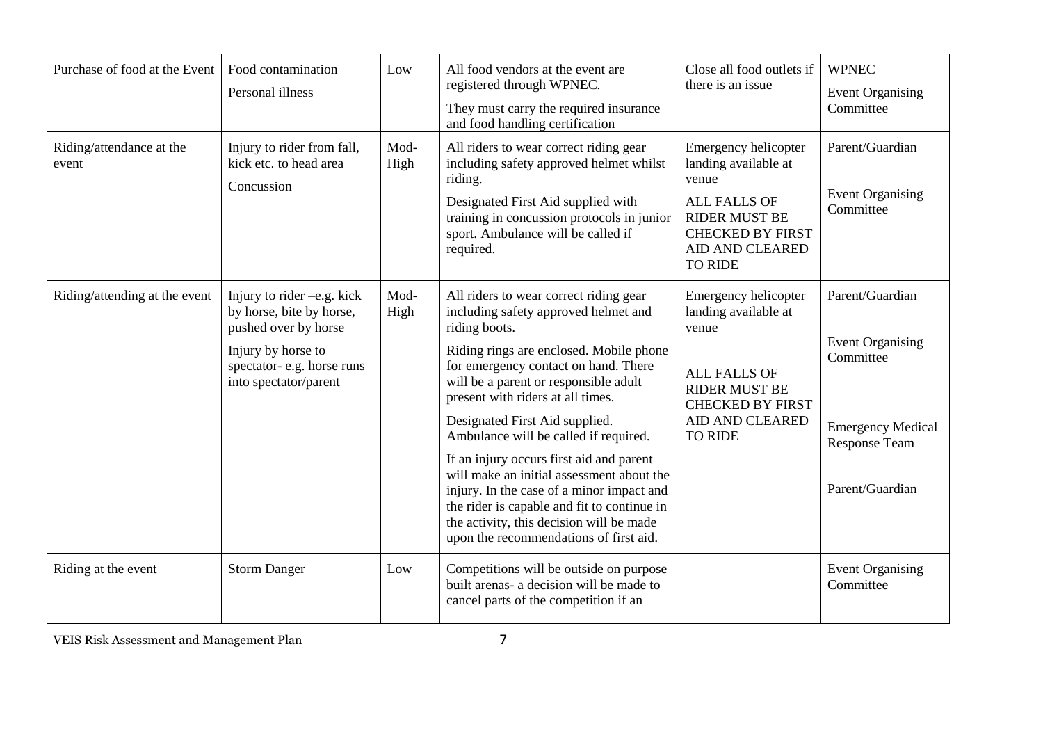| Purchase of food at the Event | Food contamination<br>Personal illness | Low | All food vendors at the event are registered through WPNEC.<br>They must carry the required insurance and food handling certification | Close all food outlets if there is an issue | WPNEC<br>Event Organising Committee |
|---|---|---|---|---|---|
| Riding/attendance at the event | Injury to rider from fall, kick etc. to head area<br>Concussion | Mod-High | All riders to wear correct riding gear including safety approved helmet whilst riding.<br>Designated First Aid supplied with training in concussion protocols in junior sport. Ambulance will be called if required. | Emergency helicopter landing available at venue<br>ALL FALLS OF RIDER MUST BE CHECKED BY FIRST AID AND CLEARED TO RIDE | Parent/Guardian<br>Event Organising Committee |
| Riding/attending at the event | Injury to rider –e.g. kick by horse, bite by horse, pushed over by horse<br>Injury by horse to spectator- e.g. horse runs into spectator/parent | Mod-High | All riders to wear correct riding gear including safety approved helmet and riding boots.<br>Riding rings are enclosed. Mobile phone for emergency contact on hand. There will be a parent or responsible adult present with riders at all times.<br>Designated First Aid supplied. Ambulance will be called if required.<br>If an injury occurs first aid and parent will make an initial assessment about the injury. In the case of a minor impact and the rider is capable and fit to continue in the activity, this decision will be made upon the recommendations of first aid. | Emergency helicopter landing available at venue<br>ALL FALLS OF RIDER MUST BE CHECKED BY FIRST AID AND CLEARED TO RIDE | Parent/Guardian<br>Event Organising Committee<br>Emergency Medical Response Team<br>Parent/Guardian |
| Riding at the event | Storm Danger | Low | Competitions will be outside on purpose built arenas- a decision will be made to cancel parts of the competition if an | | Event Organising Committee |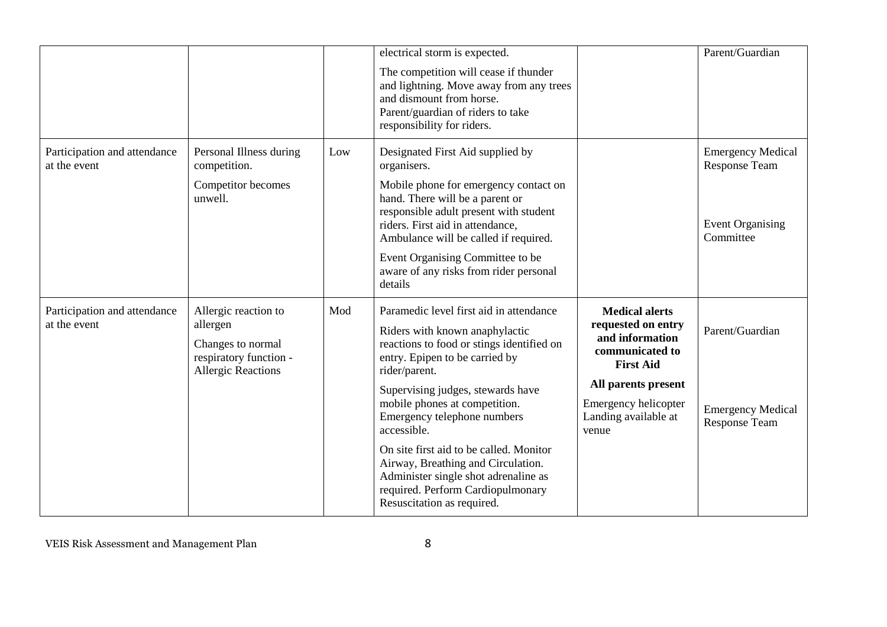| | | | | | |
|---|---|---|---|---|---|
| | | | electrical storm is expected.<br><br>The competition will cease if thunder and lightning. Move away from any trees and dismount from horse.<br>Parent/guardian of riders to take responsibility for riders. | | Parent/Guardian |
| Participation and attendance at the event | Personal Illness during competition.<br><br>Competitor becomes unwell. | Low | Designated First Aid supplied by organisers.<br><br>Mobile phone for emergency contact on hand. There will be a parent or responsible adult present with student riders. First aid in attendance, Ambulance will be called if required.<br><br>Event Organising Committee to be aware of any risks from rider personal details | | Emergency Medical Response Team<br><br>Event Organising Committee |
| Participation and attendance at the event | Allergic reaction to allergen<br><br>Changes to normal respiratory function - Allergic Reactions | Mod | Paramedic level first aid in attendance<br><br>Riders with known anaphylactic reactions to food or stings identified on entry. Epipen to be carried by rider/parent.<br><br>Supervising judges, stewards have mobile phones at competition. Emergency telephone numbers accessible.<br><br>On site first aid to be called. Monitor Airway, Breathing and Circulation. Administer single shot adrenaline as required. Perform Cardiopulmonary Resuscitation as required. | **Medical alerts requested on entry and information communicated to First Aid**<br><br>**All parents present**<br><br>Emergency helicopter Landing available at venue | Parent/Guardian<br><br>Emergency Medical Response Team |

VEIS Risk Assessment and Management Plan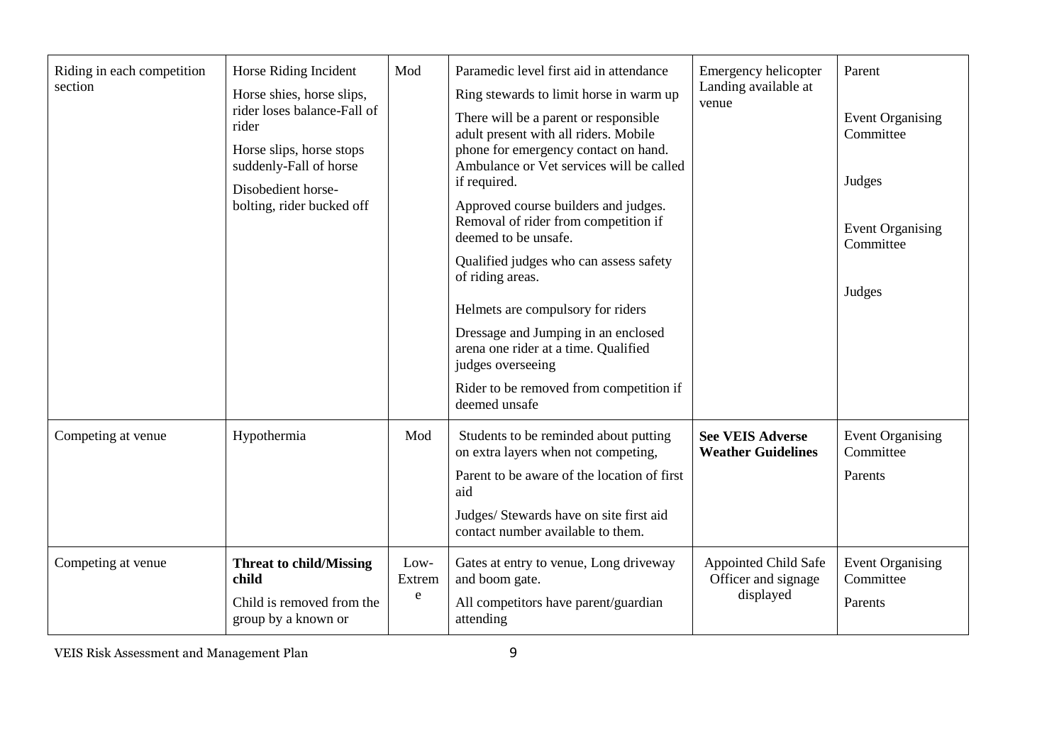| Riding in each competition section | Horse Riding Incident<br>Horse shies, horse slips, rider loses balance-Fall of rider<br>Horse slips, horse stops suddenly-Fall of horse<br>Disobedient horse-bolting, rider bucked off | Mod | Paramedic level first aid in attendance<br>Ring stewards to limit horse in warm up<br>There will be a parent or responsible adult present with all riders. Mobile phone for emergency contact on hand. Ambulance or Vet services will be called if required.<br>Approved course builders and judges. Removal of rider from competition if deemed to be unsafe.<br>Qualified judges who can assess safety of riding areas.<br>Helmets are compulsory for riders<br>Dressage and Jumping in an enclosed arena one rider at a time. Qualified judges overseeing<br>Rider to be removed from competition if deemed unsafe | Emergency helicopter Landing available at venue | Parent<br>Event Organising Committee<br>Judges<br>Event Organising Committee<br>Judges |
|---|---|---|---|---|---|
| Competing at venue | Hypothermia | Mod | Students to be reminded about putting on extra layers when not competing,<br>Parent to be aware of the location of first aid<br>Judges/ Stewards have on site first aid contact number available to them. | **See VEIS Adverse Weather Guidelines** | Event Organising Committee<br>Parents |
| Competing at venue | **Threat to child/Missing child**<br>Child is removed from the group by a known or | Low-Extreme | Gates at entry to venue, Long driveway and boom gate.<br>All competitors have parent/guardian attending | Appointed Child Safe Officer and signage displayed | Event Organising Committee<br>Parents |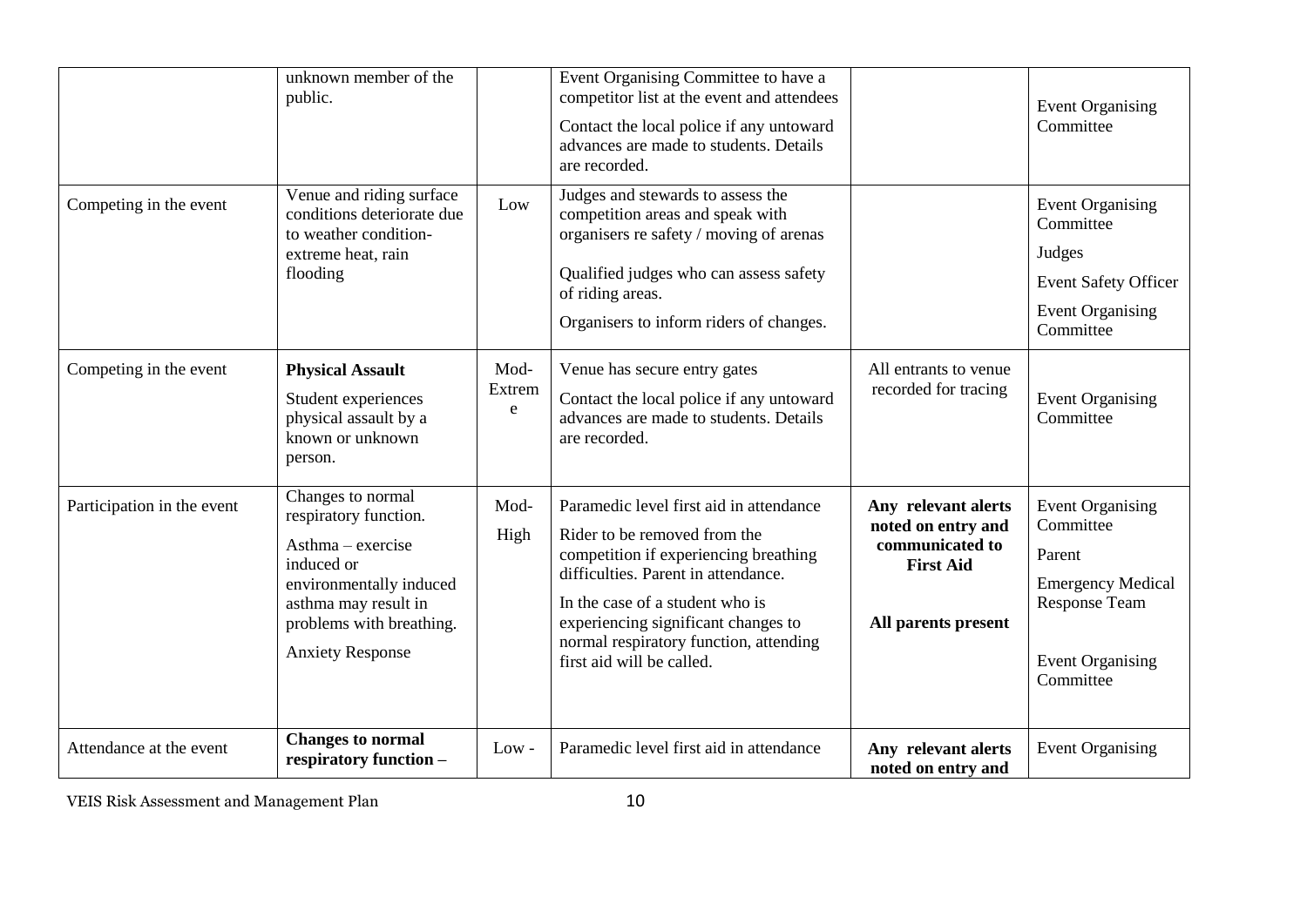| | | | | | |
|---|---|---|---|---|---|
| | unknown member of the public. | | Event Organising Committee to have a competitor list at the event and attendees<br><br>Contact the local police if any untoward advances are made to students. Details are recorded. | | Event Organising Committee |
| Competing in the event | Venue and riding surface conditions deteriorate due to weather condition- extreme heat, rain flooding | Low | Judges and stewards to assess the competition areas and speak with organisers re safety / moving of arenas<br><br>Qualified judges who can assess safety of riding areas.<br><br>Organisers to inform riders of changes. | | Event Organising Committee<br><br>Judges<br><br>Event Safety Officer<br><br>Event Organising Committee |
| Competing in the event | **Physical Assault**<br><br>Student experiences physical assault by a known or unknown person. | Mod- Extreme | Venue has secure entry gates<br><br>Contact the local police if any untoward advances are made to students. Details are recorded. | All entrants to venue recorded for tracing | Event Organising Committee |
| Participation in the event | Changes to normal respiratory function.<br><br>Asthma – exercise induced or environmentally induced asthma may result in problems with breathing.<br><br>Anxiety Response | Mod- High | Paramedic level first aid in attendance<br><br>Rider to be removed from the competition if experiencing breathing difficulties. Parent in attendance.<br><br>In the case of a student who is experiencing significant changes to normal respiratory function, attending first aid will be called. | **Any relevant alerts noted on entry and communicated to First Aid**<br><br>**All parents present** | Event Organising Committee<br><br>Parent<br><br>Emergency Medical Response Team<br><br>Event Organising Committee |
| Attendance at the event | **Changes to normal respiratory function –** | Low - | Paramedic level first aid in attendance | **Any relevant alerts noted on entry and** | Event Organising |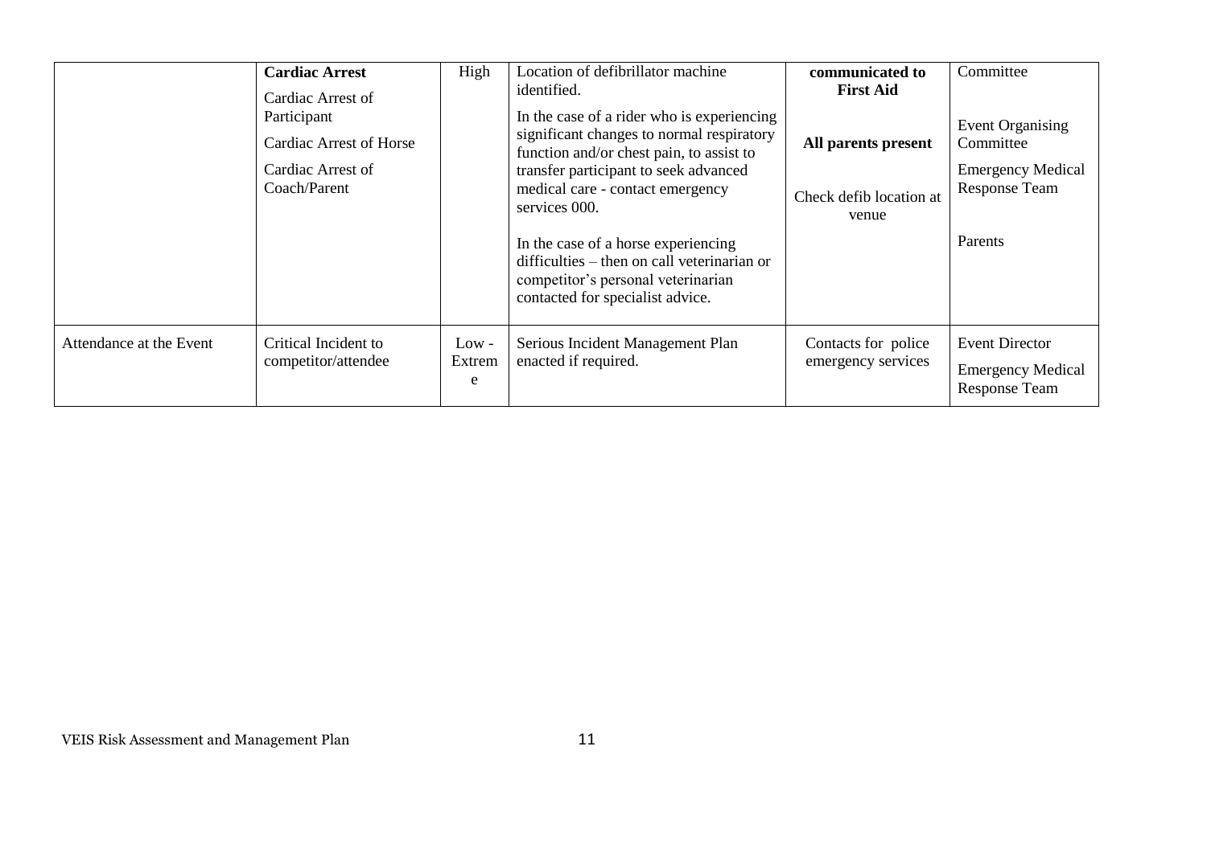| | | | | | |
|---|---|---|---|---|---|
| | **Cardiac Arrest**<br>Cardiac Arrest of Participant<br>Cardiac Arrest of Horse<br>Cardiac Arrest of Coach/Parent | High | Location of defibrillator machine identified.<br>In the case of a rider who is experiencing significant changes to normal respiratory function and/or chest pain, to assist to transfer participant to seek advanced medical care - contact emergency services 000.<br>In the case of a horse experiencing difficulties – then on call veterinarian or competitor's personal veterinarian contacted for specialist advice. | **communicated to First Aid**<br>**All parents present**<br>Check defib location at venue | Committee<br>Event Organising Committee<br>Emergency Medical Response Team<br>Parents |
| Attendance at the Event | Critical Incident to competitor/attendee | Low - Extreme | Serious Incident Management Plan enacted if required. | Contacts for police emergency services | Event Director<br>Emergency Medical Response Team |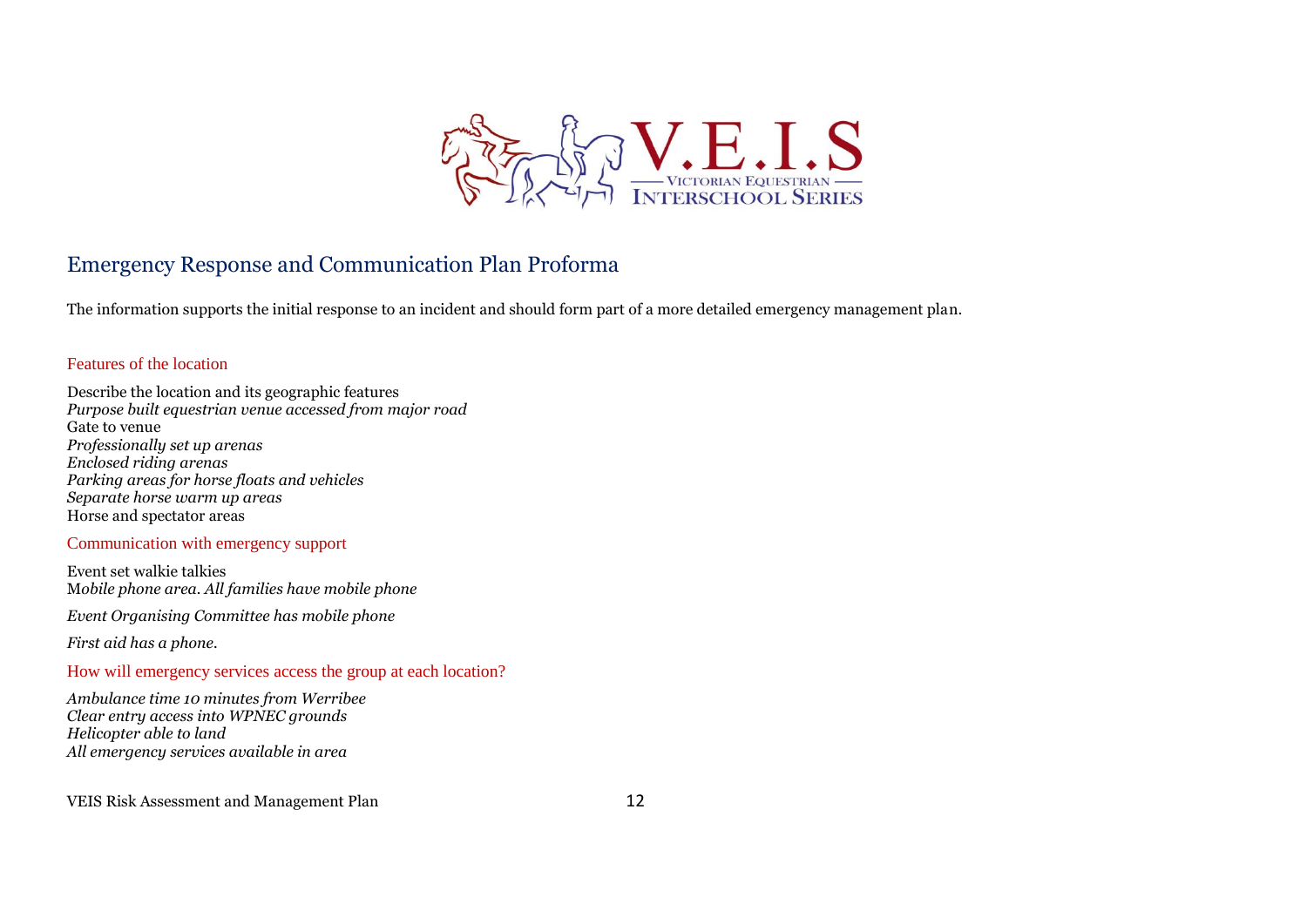## Emergency Response and Communication Plan Proforma

The information supports the initial response to an incident and should form part of a more detailed emergency management plan.

### Features of the location

Describe the location and its geographic features
*Purpose built equestrian venue accessed from major road*
Gate to venue
*Professionally set up arenas*
*Enclosed riding arenas*
*Parking areas for horse floats and vehicles*
*Separate horse warm up areas*
Horse and spectator areas

### Communication with emergency support

Event set walkie talkies
Mo*bile phone area. All families have mobile phone*

*Event Organising Committee has mobile phone*

*First aid has a phone.*

### How will emergency services access the group at each location?

*Ambulance time 10 minutes from Werribee*
*Clear entry access into WPNEC grounds*
*Helicopter able to land*
*All emergency services available in area*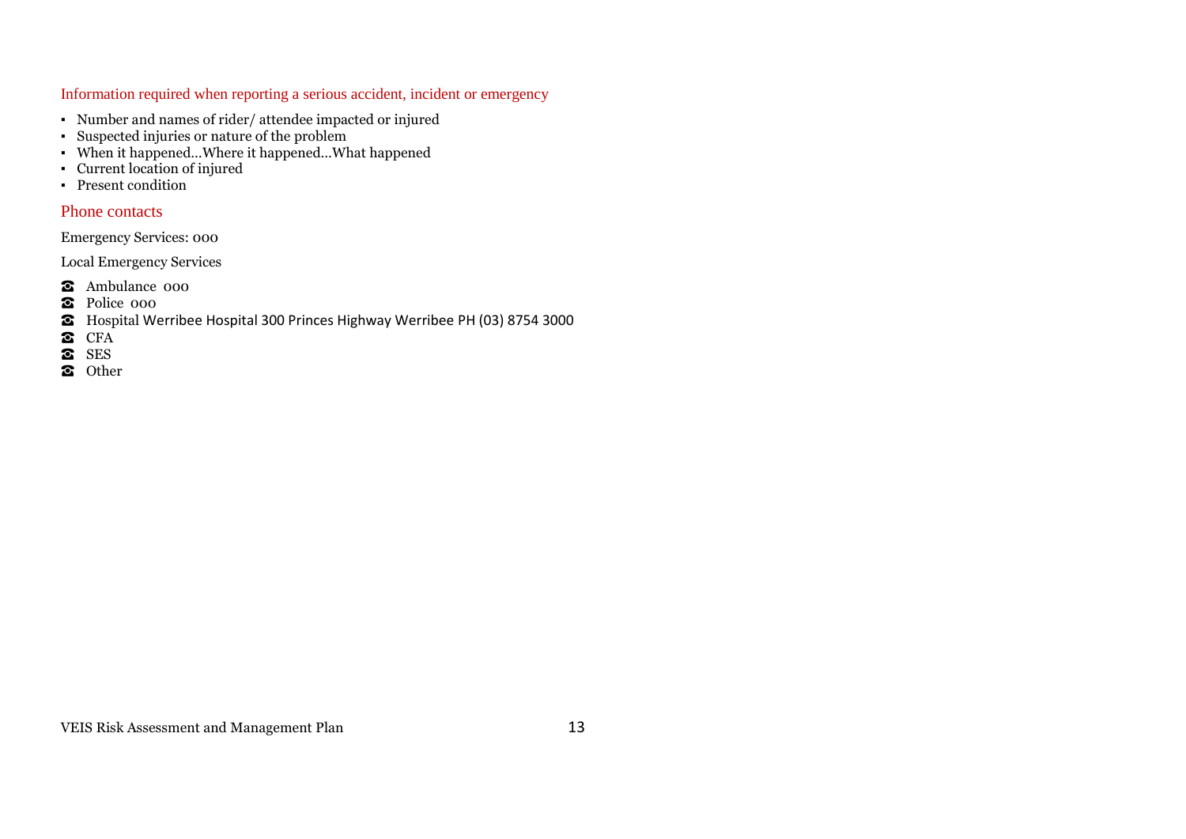## Information required when reporting a serious accident, incident or emergency

- Number and names of rider/ attendee impacted or injured
- Suspected injuries or nature of the problem
- When it happened…Where it happened…What happened
- Current location of injured
- Present condition

## Phone contacts

Emergency Services: 000

Local Emergency Services

- ☎ Ambulance 000
- ☎ Police 000
- ☎ Hospital Werribee Hospital 300 Princes Highway Werribee PH (03) 8754 3000
- ☎ CFA
- ☎ SES
- ☎ Other